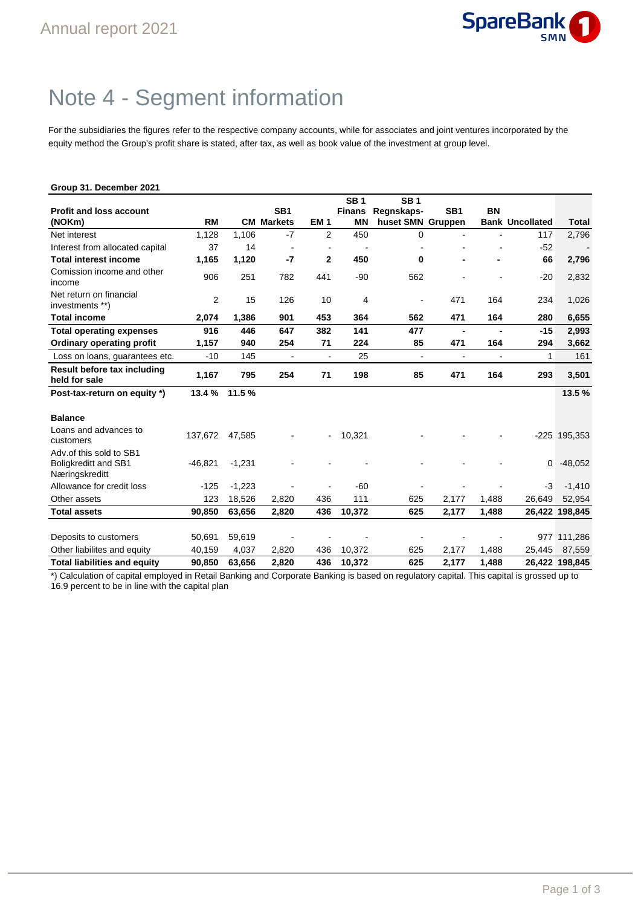# Note 4 - Segment information

For the subsidiaries the figures refer to the respective company accounts, while for associates and joint ventures incorporated by the equity method the Group's profit share is stated, after tax, as well as book value of the investment at group level.

**Group 31. December 2021**

| Profit and loss account (NOKm) | RM | CM | SB1 Markets | EM 1 | SB 1 Finans MN | SB 1 Regnskaps-huset SMN | SB1 Gruppen | BN Bank | Uncollated | Total |
|---|---|---|---|---|---|---|---|---|---|---|
| Net interest | 1,128 | 1,106 | -7 | 2 | 450 | 0 | - | - | 117 | 2,796 |
| Interest from allocated capital | 37 | 14 | - | - | - | - | - | - | -52 | - |
| **Total interest income** | **1,165** | **1,120** | **-7** | **2** | **450** | **0** | **-** | **-** | **66** | **2,796** |
| Comission income and other income | 906 | 251 | 782 | 441 | -90 | 562 | - | - | -20 | 2,832 |
| Net return on financial investments **) | 2 | 15 | 126 | 10 | 4 | - | 471 | 164 | 234 | 1,026 |
| **Total income** | **2,074** | **1,386** | **901** | **453** | **364** | **562** | **471** | **164** | **280** | **6,655** |
| **Total operating expenses** | **916** | **446** | **647** | **382** | **141** | **477** | **-** | **-** | **-15** | **2,993** |
| **Ordinary operating profit** | **1,157** | **940** | **254** | **71** | **224** | **85** | **471** | **164** | **294** | **3,662** |
| Loss on loans, guarantees etc. | -10 | 145 | - | - | 25 | - | - | - | 1 | 161 |
| **Result before tax including held for sale** | **1,167** | **795** | **254** | **71** | **198** | **85** | **471** | **164** | **293** | **3,501** |
| **Post-tax-return on equity *)** | **13.4 %** | **11.5 %** | | | | | | | | **13.5 %** |
| | | | | | | | | | | |
| **Balance** | | | | | | | | | | |
| Loans and advances to customers | 137,672 | 47,585 | - | - | 10,321 | - | - | - | -225 | 195,353 |
| Adv.of this sold to SB1 Boligkreditt and SB1 Næringskreditt | -46,821 | -1,231 | - | - | - | - | - | - | 0 | -48,052 |
| Allowance for credit loss | -125 | -1,223 | - | - | -60 | - | - | - | -3 | -1,410 |
| Other assets | 123 | 18,526 | 2,820 | 436 | 111 | 625 | 2,177 | 1,488 | 26,649 | 52,954 |
| **Total assets** | **90,850** | **63,656** | **2,820** | **436** | **10,372** | **625** | **2,177** | **1,488** | **26,422** | **198,845** |
| | | | | | | | | | | |
| Deposits to customers | 50,691 | 59,619 | - | - | - | - | - | - | 977 | 111,286 |
| Other liabilites and equity | 40,159 | 4,037 | 2,820 | 436 | 10,372 | 625 | 2,177 | 1,488 | 25,445 | 87,559 |
| **Total liabilities and equity** | **90,850** | **63,656** | **2,820** | **436** | **10,372** | **625** | **2,177** | **1,488** | **26,422** | **198,845** |

*) Calculation of capital employed in Retail Banking and Corporate Banking is based on regulatory capital. This capital is grossed up to 16.9 percent to be in line with the capital plan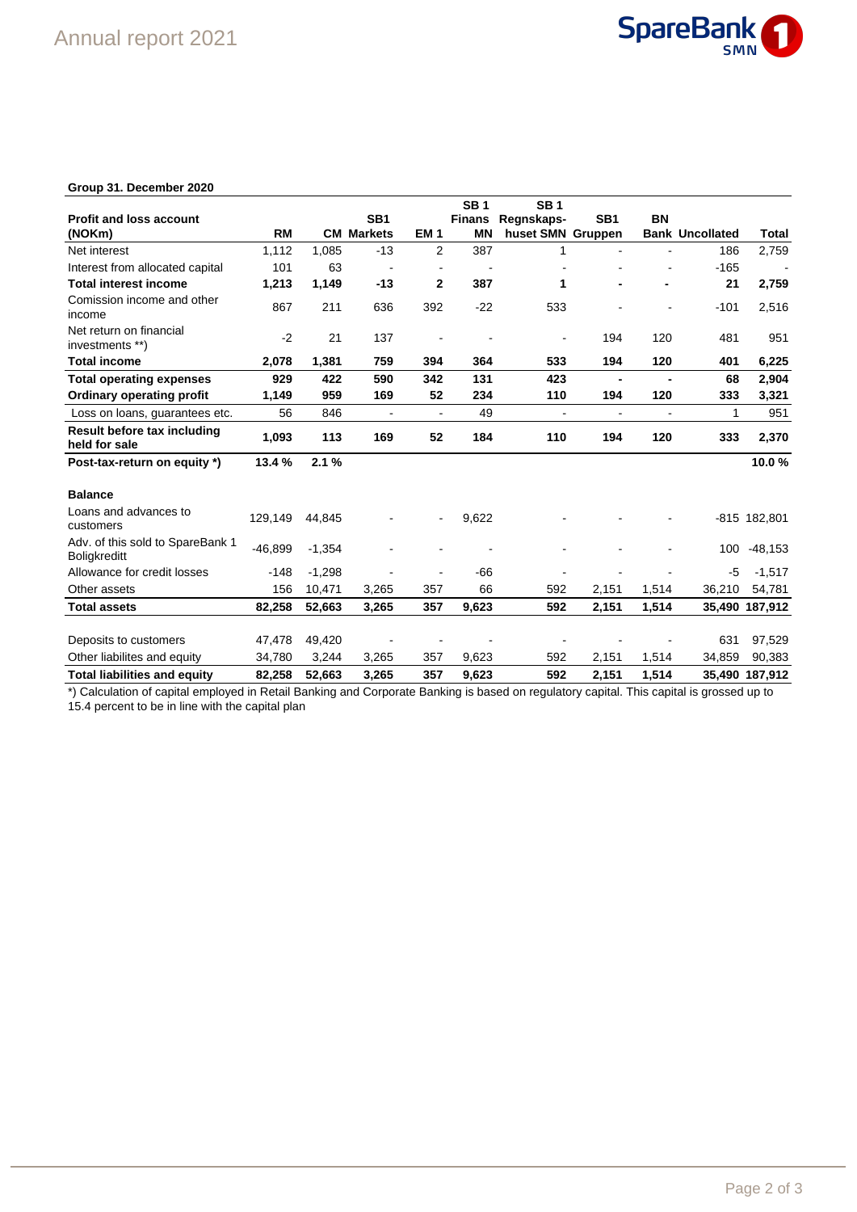**Group 31. December 2020**

| Profit and loss account (NOKm) | RM | CM | SB1 Markets | EM 1 | SB 1 Finans MN | SB 1 Regnskaps-huset SMN | SB1 Gruppen | BN Bank | Uncollated | Total |
|---|---|---|---|---|---|---|---|---|---|---|
| Net interest | 1,112 | 1,085 | -13 | 2 | 387 | 1 | - | - | 186 | 2,759 |
| Interest from allocated capital | 101 | 63 | - | - | - | - | - | - | -165 | - |
| **Total interest income** | **1,213** | **1,149** | **-13** | **2** | **387** | **1** | **-** | **-** | **21** | **2,759** |
| Comission income and other income | 867 | 211 | 636 | 392 | -22 | 533 | - | - | -101 | 2,516 |
| Net return on financial investments **) | -2 | 21 | 137 | - | - | - | 194 | 120 | 481 | 951 |
| **Total income** | **2,078** | **1,381** | **759** | **394** | **364** | **533** | **194** | **120** | **401** | **6,225** |
| **Total operating expenses** | **929** | **422** | **590** | **342** | **131** | **423** | **-** | **-** | **68** | **2,904** |
| **Ordinary operating profit** | **1,149** | **959** | **169** | **52** | **234** | **110** | **194** | **120** | **333** | **3,321** |
| Loss on loans, guarantees etc. | 56 | 846 | - | - | 49 | - | - | - | 1 | 951 |
| **Result before tax including held for sale** | **1,093** | **113** | **169** | **52** | **184** | **110** | **194** | **120** | **333** | **2,370** |
| **Post-tax-return on equity *)** | **13.4 %** | **2.1 %** | | | | | | | | **10.0 %** |
| | | | | | | | | | | |
| **Balance** | | | | | | | | | | |
| Loans and advances to customers | 129,149 | 44,845 | - | - | 9,622 | - | - | - | -815 | 182,801 |
| Adv. of this sold to SpareBank 1 Boligkreditt | -46,899 | -1,354 | - | - | - | - | - | - | 100 | -48,153 |
| Allowance for credit losses | -148 | -1,298 | - | - | -66 | - | - | - | -5 | -1,517 |
| Other assets | 156 | 10,471 | 3,265 | 357 | 66 | 592 | 2,151 | 1,514 | 36,210 | 54,781 |
| **Total assets** | **82,258** | **52,663** | **3,265** | **357** | **9,623** | **592** | **2,151** | **1,514** | **35,490** | **187,912** |
| | | | | | | | | | | |
| Deposits to customers | 47,478 | 49,420 | - | - | - | - | - | - | 631 | 97,529 |
| Other liabilites and equity | 34,780 | 3,244 | 3,265 | 357 | 9,623 | 592 | 2,151 | 1,514 | 34,859 | 90,383 |
| **Total liabilities and equity** | **82,258** | **52,663** | **3,265** | **357** | **9,623** | **592** | **2,151** | **1,514** | **35,490** | **187,912** |

*) Calculation of capital employed in Retail Banking and Corporate Banking is based on regulatory capital. This capital is grossed up to 15.4 percent to be in line with the capital plan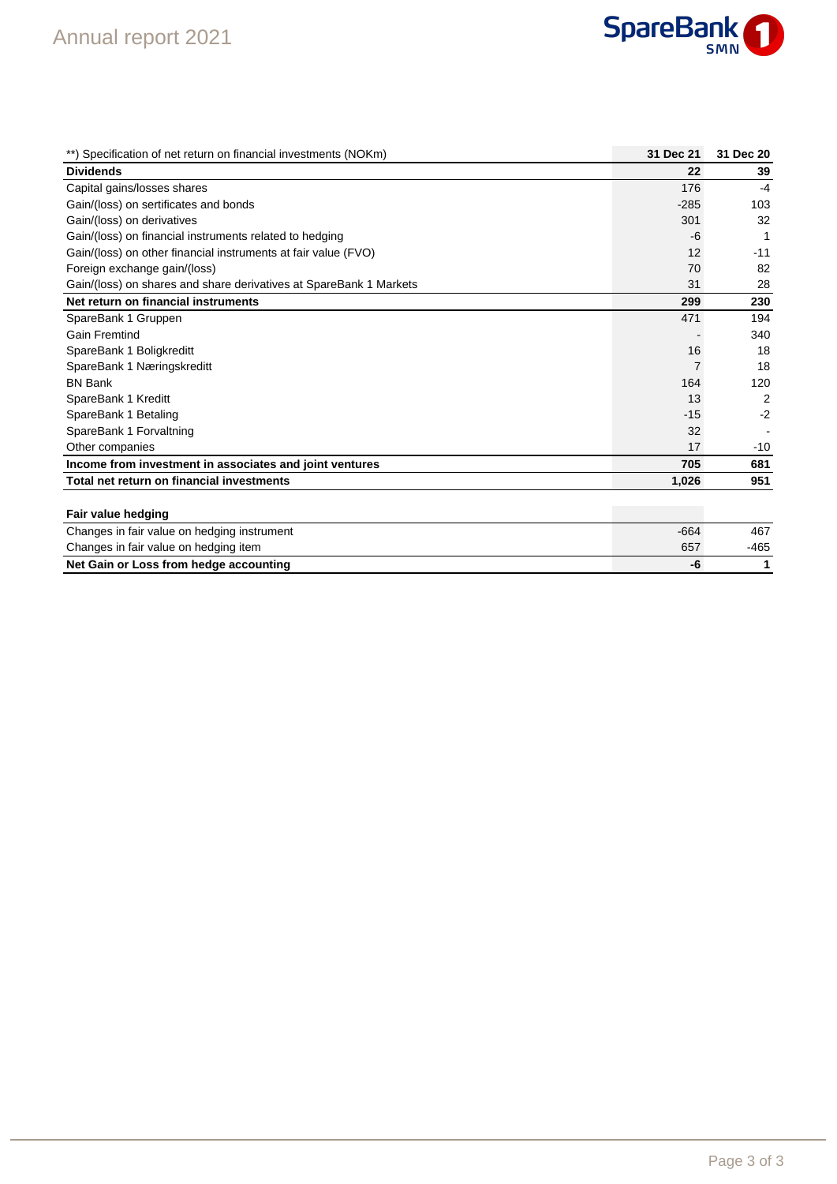| **) Specification of net return on financial investments (NOKm) | 31 Dec 21 | 31 Dec 20 |
|---|---|---|
| **Dividends** | **22** | **39** |
| Capital gains/losses shares | 176 | -4 |
| Gain/(loss) on sertificates and bonds | -285 | 103 |
| Gain/(loss) on derivatives | 301 | 32 |
| Gain/(loss) on financial instruments related to hedging | -6 | 1 |
| Gain/(loss) on other financial instruments at fair value (FVO) | 12 | -11 |
| Foreign exchange gain/(loss) | 70 | 82 |
| Gain/(loss) on shares and share derivatives at SpareBank 1 Markets | 31 | 28 |
| **Net return on financial instruments** | **299** | **230** |
| SpareBank 1 Gruppen | 471 | 194 |
| Gain Fremtind | - | 340 |
| SpareBank 1 Boligkreditt | 16 | 18 |
| SpareBank 1 Næringskreditt | 7 | 18 |
| BN Bank | 164 | 120 |
| SpareBank 1 Kreditt | 13 | 2 |
| SpareBank 1 Betaling | -15 | -2 |
| SpareBank 1 Forvaltning | 32 | - |
| Other companies | 17 | -10 |
| **Income from investment in associates and joint ventures** | **705** | **681** |
| **Total net return on financial investments** | **1,026** | **951** |

| **Fair value hedging** | | |
|---|---|---|
| Changes in fair value on hedging instrument | -664 | 467 |
| Changes in fair value on hedging item | 657 | -465 |
| **Net Gain or Loss from hedge accounting** | **-6** | **1** |